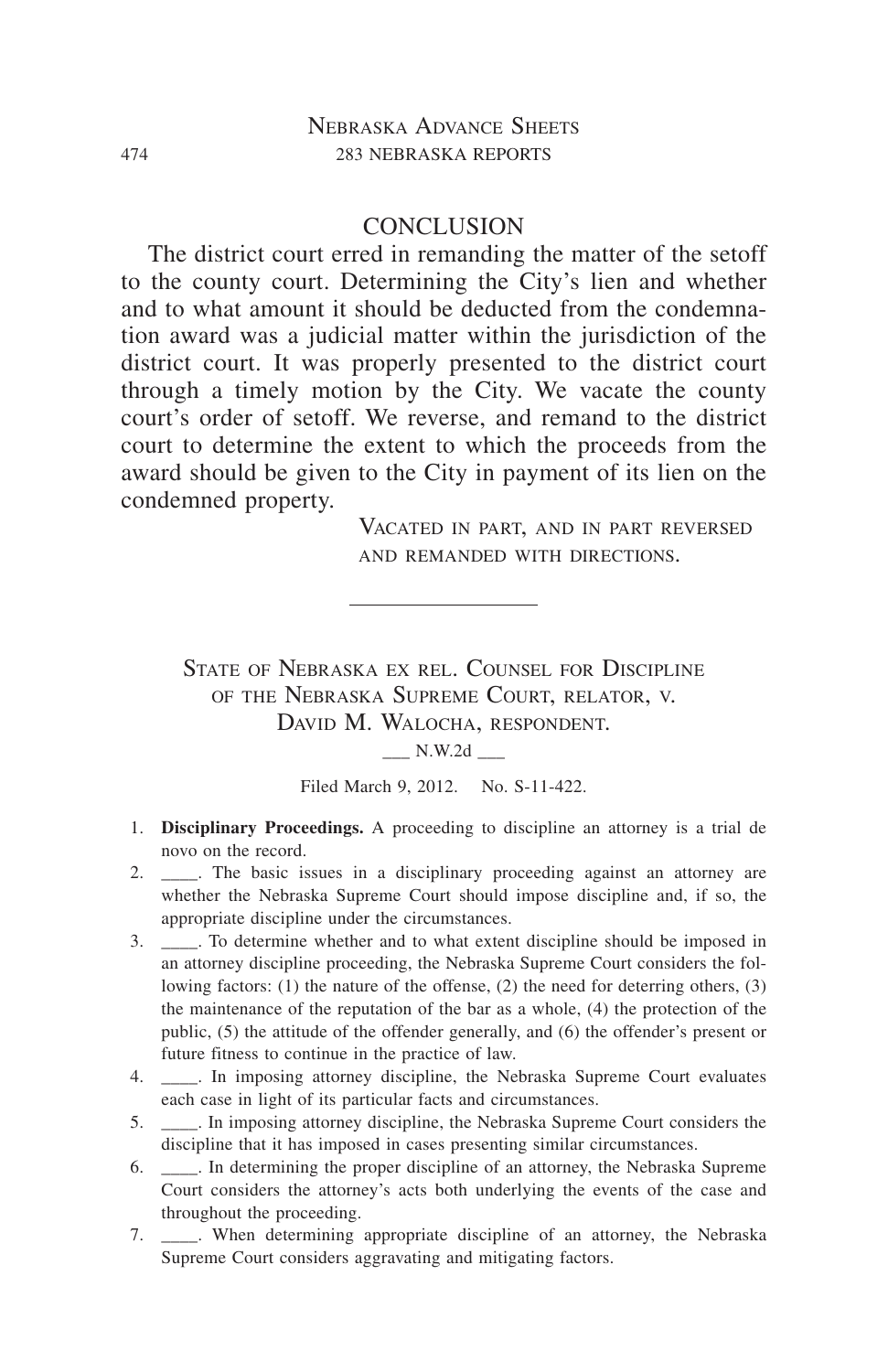## CONCLUSION

The district court erred in remanding the matter of the setoff to the county court. Determining the City's lien and whether and to what amount it should be deducted from the condemnation award was a judicial matter within the jurisdiction of the district court. It was properly presented to the district court through a timely motion by the City. We vacate the county court's order of setoff. We reverse, and remand to the district court to determine the extent to which the proceeds from the award should be given to the City in payment of its lien on the condemned property.

VACATED IN PART, AND IN PART REVERSED AND REMANDED WITH DIRECTIONS.

---

# STATE OF NEBRASKA EX REL. COUNSEL FOR DISCIPLINE OF THE NEBRASKA SUPREME COURT, RELATOR, V. DAVID M. WALOCHA, RESPONDENT.

___ N.W.2d ___

Filed March 9, 2012. No. S-11-422.

1. **Disciplinary Proceedings.** A proceeding to discipline an attorney is a trial de novo on the record.
2. ____. The basic issues in a disciplinary proceeding against an attorney are whether the Nebraska Supreme Court should impose discipline and, if so, the appropriate discipline under the circumstances.
3. ____. To determine whether and to what extent discipline should be imposed in an attorney discipline proceeding, the Nebraska Supreme Court considers the following factors: (1) the nature of the offense, (2) the need for deterring others, (3) the maintenance of the reputation of the bar as a whole, (4) the protection of the public, (5) the attitude of the offender generally, and (6) the offender's present or future fitness to continue in the practice of law.
4. ____. In imposing attorney discipline, the Nebraska Supreme Court evaluates each case in light of its particular facts and circumstances.
5. ____. In imposing attorney discipline, the Nebraska Supreme Court considers the discipline that it has imposed in cases presenting similar circumstances.
6. ____. In determining the proper discipline of an attorney, the Nebraska Supreme Court considers the attorney's acts both underlying the events of the case and throughout the proceeding.
7. ____. When determining appropriate discipline of an attorney, the Nebraska Supreme Court considers aggravating and mitigating factors.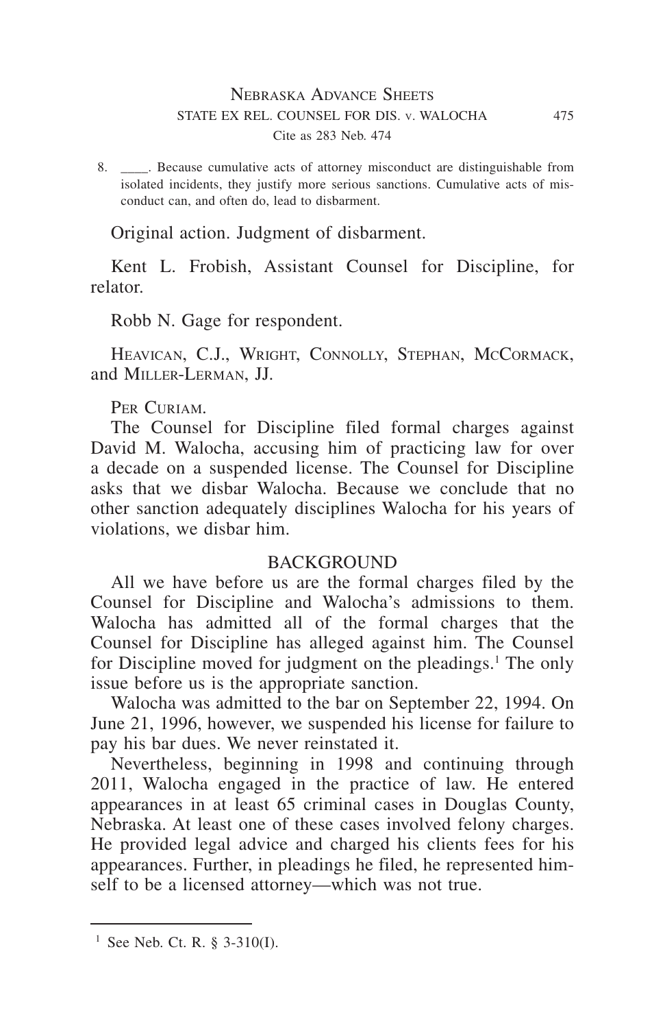8. \_\_\_\_. Because cumulative acts of attorney misconduct are distinguishable from isolated incidents, they justify more serious sanctions. Cumulative acts of misconduct can, and often do, lead to disbarment.

Original action. Judgment of disbarment.

Kent L. Frobish, Assistant Counsel for Discipline, for relator.

Robb N. Gage for respondent.

Heavican, C.J., Wright, Connolly, Stephan, McCormack, and Miller-Lerman, JJ.

Per Curiam.

The Counsel for Discipline filed formal charges against David M. Walocha, accusing him of practicing law for over a decade on a suspended license. The Counsel for Discipline asks that we disbar Walocha. Because we conclude that no other sanction adequately disciplines Walocha for his years of violations, we disbar him.

## BACKGROUND

All we have before us are the formal charges filed by the Counsel for Discipline and Walocha's admissions to them. Walocha has admitted all of the formal charges that the Counsel for Discipline has alleged against him. The Counsel for Discipline moved for judgment on the pleadings.[1] The only issue before us is the appropriate sanction.

Walocha was admitted to the bar on September 22, 1994. On June 21, 1996, however, we suspended his license for failure to pay his bar dues. We never reinstated it.

Nevertheless, beginning in 1998 and continuing through 2011, Walocha engaged in the practice of law. He entered appearances in at least 65 criminal cases in Douglas County, Nebraska. At least one of these cases involved felony charges. He provided legal advice and charged his clients fees for his appearances. Further, in pleadings he filed, he represented himself to be a licensed attorney—which was not true.

---

[1] See Neb. Ct. R. § 3-310(I).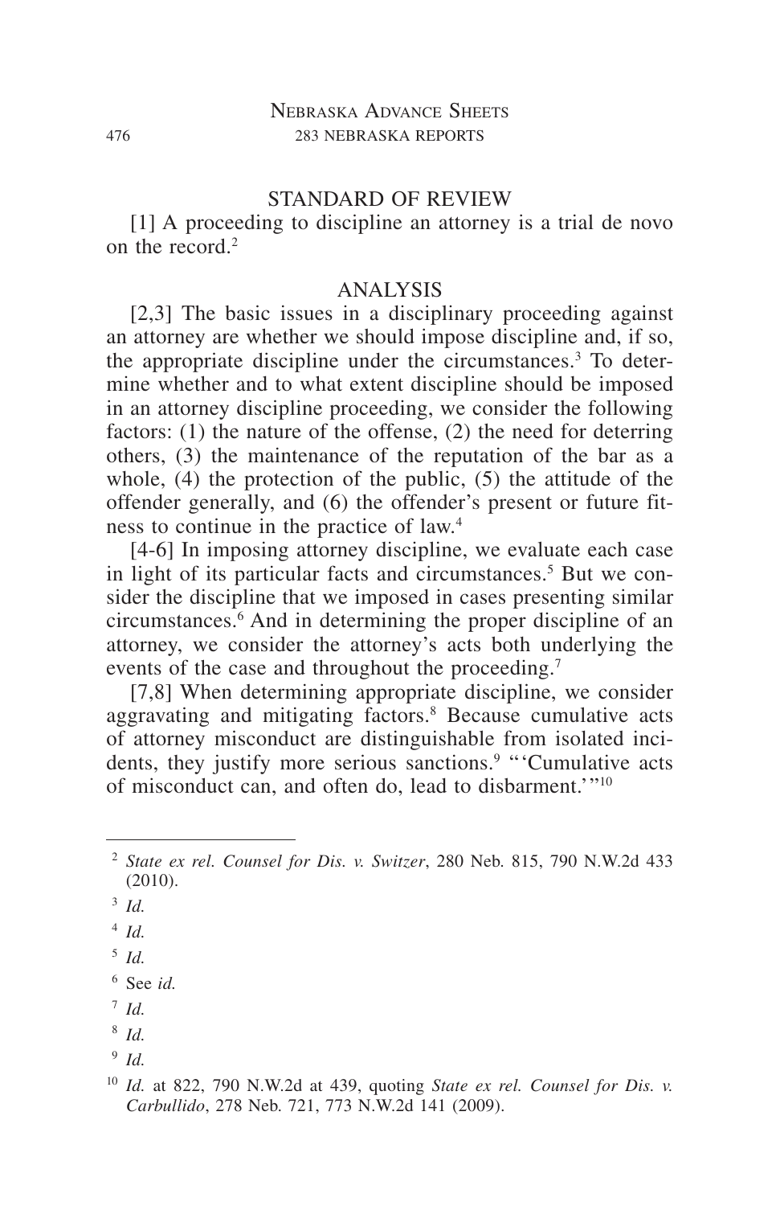## STANDARD OF REVIEW

[1] A proceeding to discipline an attorney is a trial de novo on the record.[2]

## ANALYSIS

[2,3] The basic issues in a disciplinary proceeding against an attorney are whether we should impose discipline and, if so, the appropriate discipline under the circumstances.[3] To determine whether and to what extent discipline should be imposed in an attorney discipline proceeding, we consider the following factors: (1) the nature of the offense, (2) the need for deterring others, (3) the maintenance of the reputation of the bar as a whole, (4) the protection of the public, (5) the attitude of the offender generally, and (6) the offender's present or future fitness to continue in the practice of law.[4]

[4-6] In imposing attorney discipline, we evaluate each case in light of its particular facts and circumstances.[5] But we consider the discipline that we imposed in cases presenting similar circumstances.[6] And in determining the proper discipline of an attorney, we consider the attorney's acts both underlying the events of the case and throughout the proceeding.[7]

[7,8] When determining appropriate discipline, we consider aggravating and mitigating factors.[8] Because cumulative acts of attorney misconduct are distinguishable from isolated incidents, they justify more serious sanctions.[9] "'Cumulative acts of misconduct can, and often do, lead to disbarment.'"[10]

---

[2] *State ex rel. Counsel for Dis. v. Switzer*, 280 Neb. 815, 790 N.W.2d 433 (2010).

[3] *Id.*

[4] *Id.*

[5] *Id.*

[6] See *id.*

[7] *Id.*

[8] *Id.*

[9] *Id.*

[10] *Id.* at 822, 790 N.W.2d at 439, quoting *State ex rel. Counsel for Dis. v. Carbullido*, 278 Neb. 721, 773 N.W.2d 141 (2009).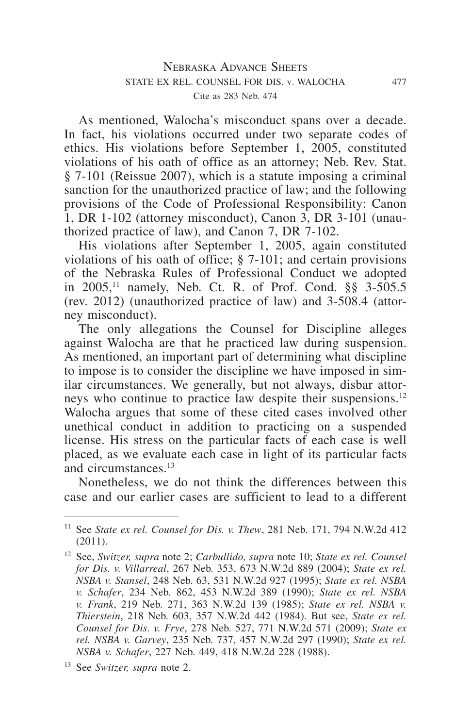As mentioned, Walocha's misconduct spans over a decade. In fact, his violations occurred under two separate codes of ethics. His violations before September 1, 2005, constituted violations of his oath of office as an attorney; Neb. Rev. Stat. § 7-101 (Reissue 2007), which is a statute imposing a criminal sanction for the unauthorized practice of law; and the following provisions of the Code of Professional Responsibility: Canon 1, DR 1-102 (attorney misconduct), Canon 3, DR 3-101 (unauthorized practice of law), and Canon 7, DR 7-102.

His violations after September 1, 2005, again constituted violations of his oath of office; § 7-101; and certain provisions of the Nebraska Rules of Professional Conduct we adopted in 2005,[11] namely, Neb. Ct. R. of Prof. Cond. §§ 3-505.5 (rev. 2012) (unauthorized practice of law) and 3-508.4 (attorney misconduct).

The only allegations the Counsel for Discipline alleges against Walocha are that he practiced law during suspension. As mentioned, an important part of determining what discipline to impose is to consider the discipline we have imposed in similar circumstances. We generally, but not always, disbar attorneys who continue to practice law despite their suspensions.[12] Walocha argues that some of these cited cases involved other unethical conduct in addition to practicing on a suspended license. His stress on the particular facts of each case is well placed, as we evaluate each case in light of its particular facts and circumstances.[13]

Nonetheless, we do not think the differences between this case and our earlier cases are sufficient to lead to a different

---

[11] See *State ex rel. Counsel for Dis. v. Thew*, 281 Neb. 171, 794 N.W.2d 412 (2011).

[12] See, *Switzer, supra* note 2; *Carbullido, supra* note 10; *State ex rel. Counsel for Dis. v. Villarreal*, 267 Neb. 353, 673 N.W.2d 889 (2004); *State ex rel. NSBA v. Stansel*, 248 Neb. 63, 531 N.W.2d 927 (1995); *State ex rel. NSBA v. Schafer*, 234 Neb. 862, 453 N.W.2d 389 (1990); *State ex rel. NSBA v. Frank*, 219 Neb. 271, 363 N.W.2d 139 (1985); *State ex rel. NSBA v. Thierstein*, 218 Neb. 603, 357 N.W.2d 442 (1984). But see, *State ex rel. Counsel for Dis. v. Frye*, 278 Neb. 527, 771 N.W.2d 571 (2009); *State ex rel. NSBA v. Garvey*, 235 Neb. 737, 457 N.W.2d 297 (1990); *State ex rel. NSBA v. Schafer*, 227 Neb. 449, 418 N.W.2d 228 (1988).

[13] See *Switzer, supra* note 2.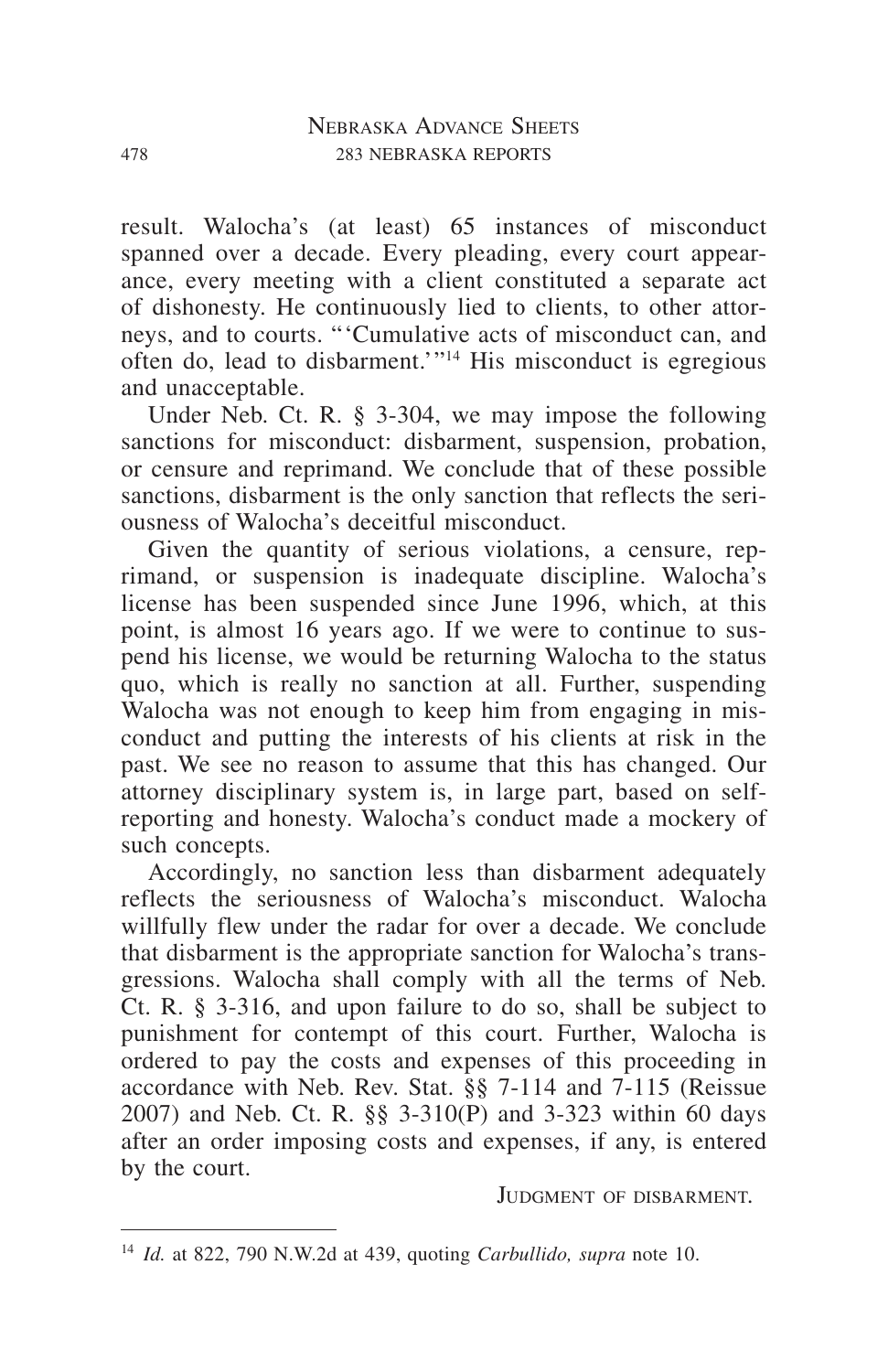result. Walocha's (at least) 65 instances of misconduct spanned over a decade. Every pleading, every court appearance, every meeting with a client constituted a separate act of dishonesty. He continuously lied to clients, to other attorneys, and to courts. "'Cumulative acts of misconduct can, and often do, lead to disbarment.'"[14] His misconduct is egregious and unacceptable.

Under Neb. Ct. R. § 3-304, we may impose the following sanctions for misconduct: disbarment, suspension, probation, or censure and reprimand. We conclude that of these possible sanctions, disbarment is the only sanction that reflects the seriousness of Walocha's deceitful misconduct.

Given the quantity of serious violations, a censure, reprimand, or suspension is inadequate discipline. Walocha's license has been suspended since June 1996, which, at this point, is almost 16 years ago. If we were to continue to suspend his license, we would be returning Walocha to the status quo, which is really no sanction at all. Further, suspending Walocha was not enough to keep him from engaging in misconduct and putting the interests of his clients at risk in the past. We see no reason to assume that this has changed. Our attorney disciplinary system is, in large part, based on self-reporting and honesty. Walocha's conduct made a mockery of such concepts.

Accordingly, no sanction less than disbarment adequately reflects the seriousness of Walocha's misconduct. Walocha willfully flew under the radar for over a decade. We conclude that disbarment is the appropriate sanction for Walocha's transgressions. Walocha shall comply with all the terms of Neb. Ct. R. § 3-316, and upon failure to do so, shall be subject to punishment for contempt of this court. Further, Walocha is ordered to pay the costs and expenses of this proceeding in accordance with Neb. Rev. Stat. §§ 7-114 and 7-115 (Reissue 2007) and Neb. Ct. R. §§ 3-310(P) and 3-323 within 60 days after an order imposing costs and expenses, if any, is entered by the court.

JUDGMENT OF DISBARMENT.

---

[14] *Id.* at 822, 790 N.W.2d at 439, quoting *Carbullido, supra* note 10.